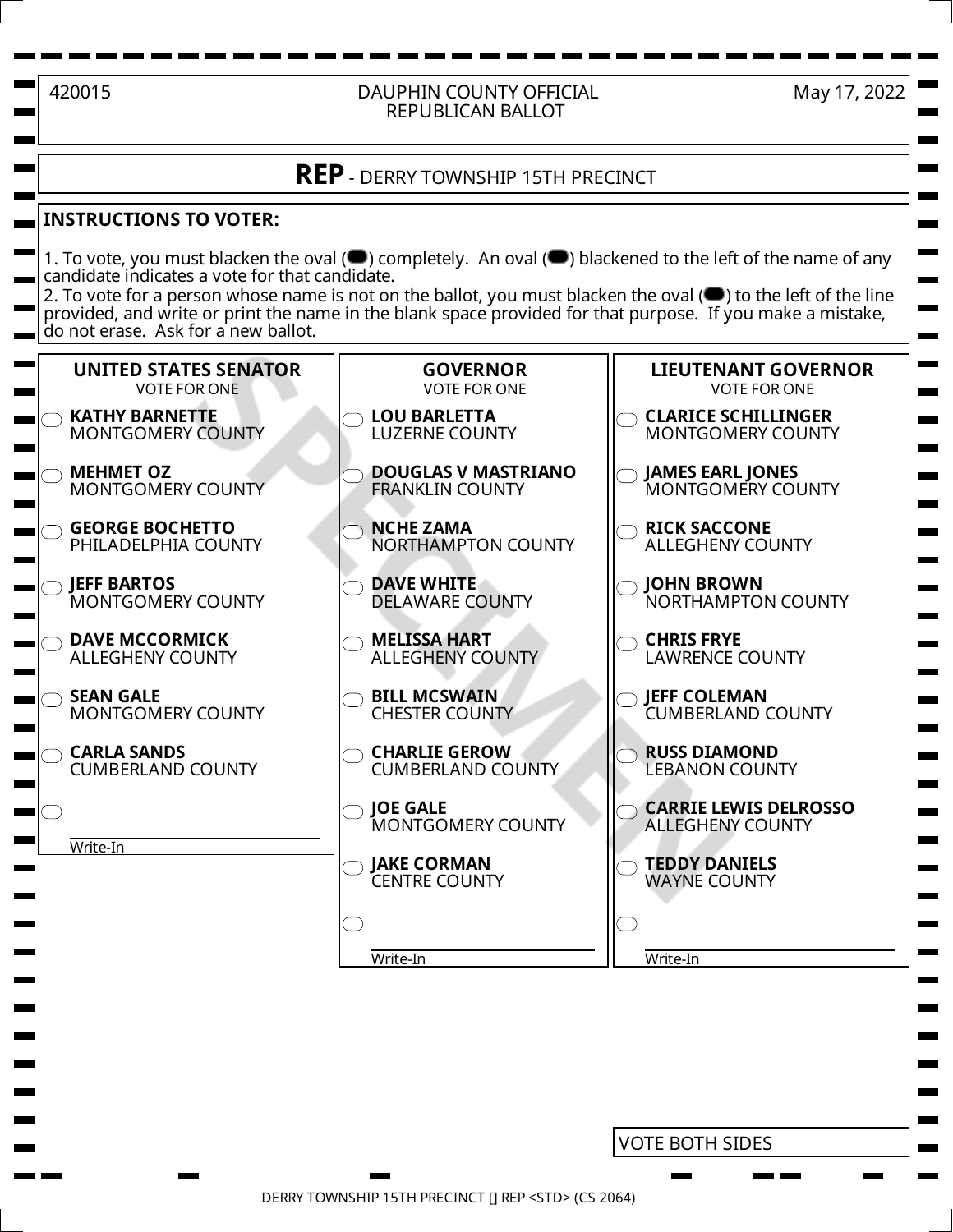420015

DAUPHIN COUNTY OFFICIAL
REPUBLICAN BALLOT

May 17, 2022

# **REP** - DERRY TOWNSHIP 15TH PRECINCT

**INSTRUCTIONS TO VOTER:**

1. To vote, you must blacken the oval (⬬) completely. An oval (⬬) blackened to the left of the name of any candidate indicates a vote for that candidate.
2. To vote for a person whose name is not on the ballot, you must blacken the oval (⬬) to the left of the line provided, and write or print the name in the blank space provided for that purpose. If you make a mistake, do not erase. Ask for a new ballot.

## UNITED STATES SENATOR
VOTE FOR ONE

- ⬭ **KATHY BARNETTE** MONTGOMERY COUNTY
- ⬭ **MEHMET OZ** MONTGOMERY COUNTY
- ⬭ **GEORGE BOCHETTO** PHILADELPHIA COUNTY
- ⬭ **JEFF BARTOS** MONTGOMERY COUNTY
- ⬭ **DAVE MCCORMICK** ALLEGHENY COUNTY
- ⬭ **SEAN GALE** MONTGOMERY COUNTY
- ⬭ **CARLA SANDS** CUMBERLAND COUNTY
- ⬭ ______________ Write-In

## GOVERNOR
VOTE FOR ONE

- ⬭ **LOU BARLETTA** LUZERNE COUNTY
- ⬭ **DOUGLAS V MASTRIANO** FRANKLIN COUNTY
- ⬭ **NCHE ZAMA** NORTHAMPTON COUNTY
- ⬭ **DAVE WHITE** DELAWARE COUNTY
- ⬭ **MELISSA HART** ALLEGHENY COUNTY
- ⬭ **BILL MCSWAIN** CHESTER COUNTY
- ⬭ **CHARLIE GEROW** CUMBERLAND COUNTY
- ⬭ **JOE GALE** MONTGOMERY COUNTY
- ⬭ **JAKE CORMAN** CENTRE COUNTY
- ⬭ ______________ Write-In

## LIEUTENANT GOVERNOR
VOTE FOR ONE

- ⬭ **CLARICE SCHILLINGER** MONTGOMERY COUNTY
- ⬭ **JAMES EARL JONES** MONTGOMERY COUNTY
- ⬭ **RICK SACCONE** ALLEGHENY COUNTY
- ⬭ **JOHN BROWN** NORTHAMPTON COUNTY
- ⬭ **CHRIS FRYE** LAWRENCE COUNTY
- ⬭ **JEFF COLEMAN** CUMBERLAND COUNTY
- ⬭ **RUSS DIAMOND** LEBANON COUNTY
- ⬭ **CARRIE LEWIS DELROSSO** ALLEGHENY COUNTY
- ⬭ **TEDDY DANIELS** WAYNE COUNTY
- ⬭ ______________ Write-In

VOTE BOTH SIDES

DERRY TOWNSHIP 15TH PRECINCT [] REP <STD> (CS 2064)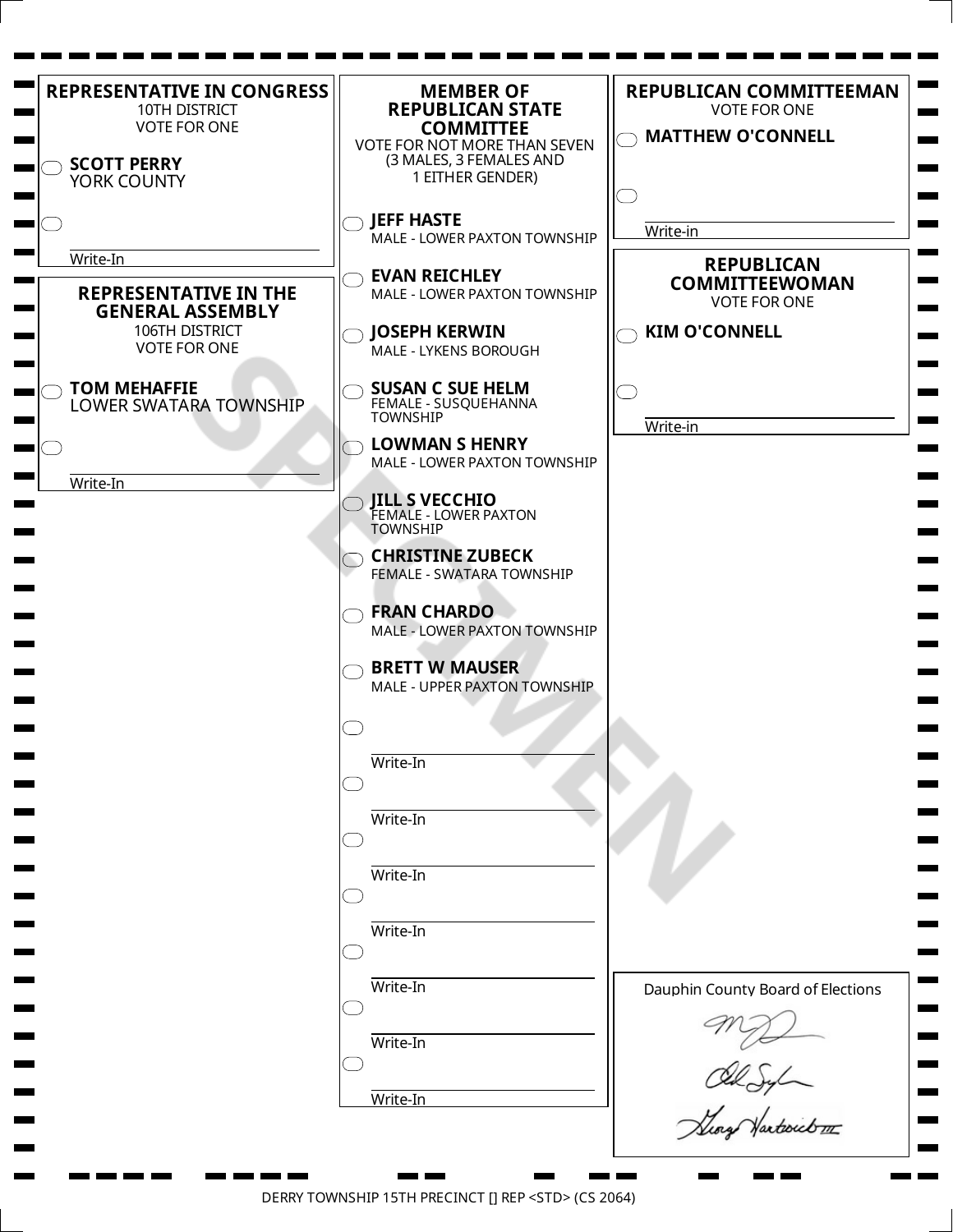## REPRESENTATIVE IN CONGRESS
10TH DISTRICT
VOTE FOR ONE

- **SCOTT PERRY**
  YORK COUNTY
- Write-In

## REPRESENTATIVE IN THE GENERAL ASSEMBLY
106TH DISTRICT
VOTE FOR ONE

- **TOM MEHAFFIE**
  LOWER SWATARA TOWNSHIP
- Write-In

## MEMBER OF REPUBLICAN STATE COMMITTEE
VOTE FOR NOT MORE THAN SEVEN
(3 MALES, 3 FEMALES AND
1 EITHER GENDER)

- **JEFF HASTE**
  MALE - LOWER PAXTON TOWNSHIP
- **EVAN REICHLEY**
  MALE - LOWER PAXTON TOWNSHIP
- **JOSEPH KERWIN**
  MALE - LYKENS BOROUGH
- **SUSAN C SUE HELM**
  FEMALE - SUSQUEHANNA TOWNSHIP
- **LOWMAN S HENRY**
  MALE - LOWER PAXTON TOWNSHIP
- **JILL S VECCHIO**
  FEMALE - LOWER PAXTON TOWNSHIP
- **CHRISTINE ZUBECK**
  FEMALE - SWATARA TOWNSHIP
- **FRAN CHARDO**
  MALE - LOWER PAXTON TOWNSHIP
- **BRETT W MAUSER**
  MALE - UPPER PAXTON TOWNSHIP
- Write-In
- Write-In
- Write-In
- Write-In
- Write-In
- Write-In
- Write-In

## REPUBLICAN COMMITTEEMAN
VOTE FOR ONE

- **MATTHEW O'CONNELL**
- Write-in

## REPUBLICAN COMMITTEEWOMAN
VOTE FOR ONE

- **KIM O'CONNELL**
- Write-in

Dauphin County Board of Elections

SPECIMEN

DERRY TOWNSHIP 15TH PRECINCT [] REP <STD> (CS 2064)